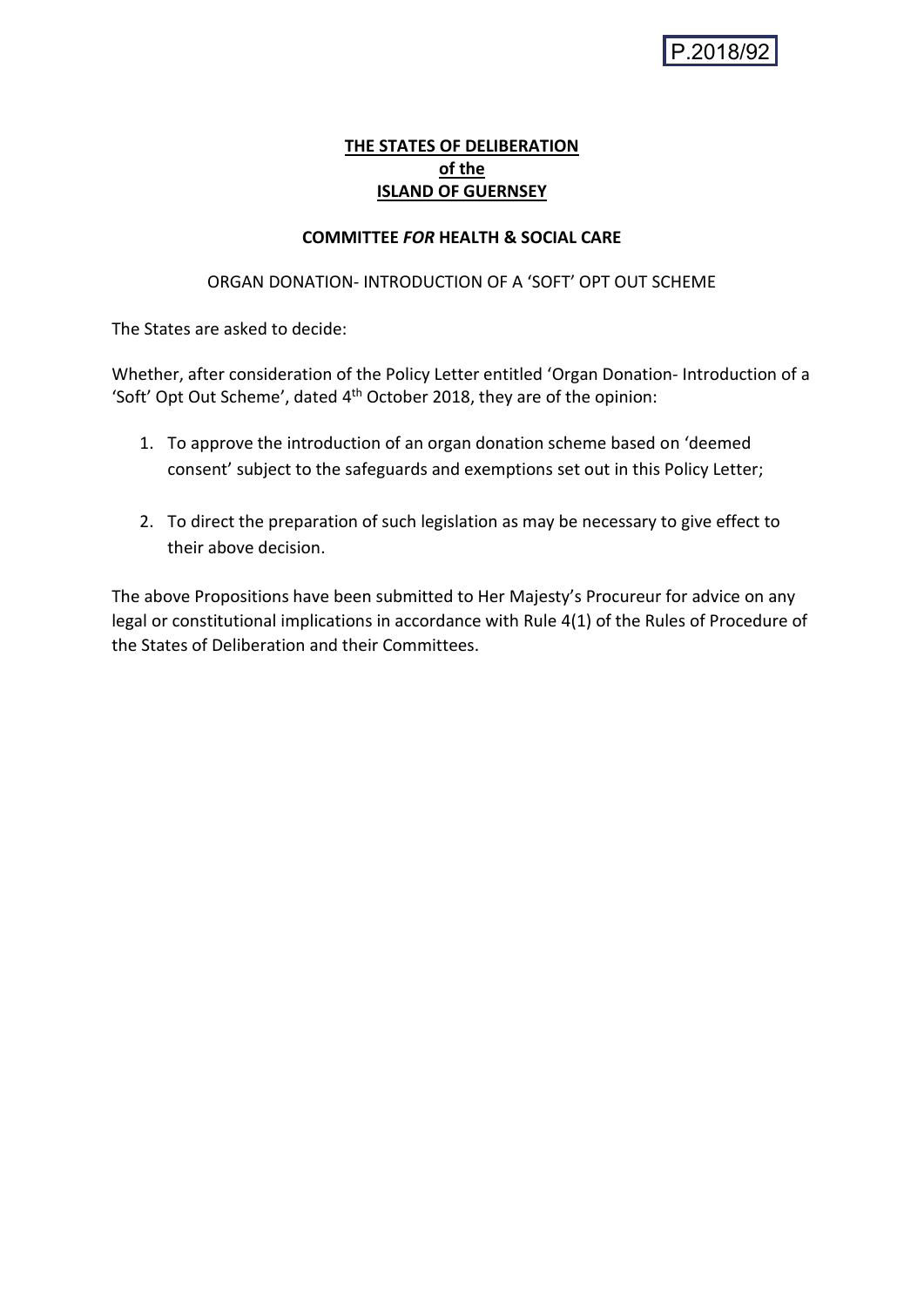P.2018/92

# THE STATES OF DELIBERATION
## of the
## ISLAND OF GUERNSEY

### COMMITTEE *FOR* HEALTH & SOCIAL CARE

ORGAN DONATION- INTRODUCTION OF A 'SOFT' OPT OUT SCHEME

The States are asked to decide:

Whether, after consideration of the Policy Letter entitled 'Organ Donation- Introduction of a 'Soft' Opt Out Scheme', dated 4th October 2018, they are of the opinion:

1. To approve the introduction of an organ donation scheme based on 'deemed consent' subject to the safeguards and exemptions set out in this Policy Letter;

2. To direct the preparation of such legislation as may be necessary to give effect to their above decision.

The above Propositions have been submitted to Her Majesty's Procureur for advice on any legal or constitutional implications in accordance with Rule 4(1) of the Rules of Procedure of the States of Deliberation and their Committees.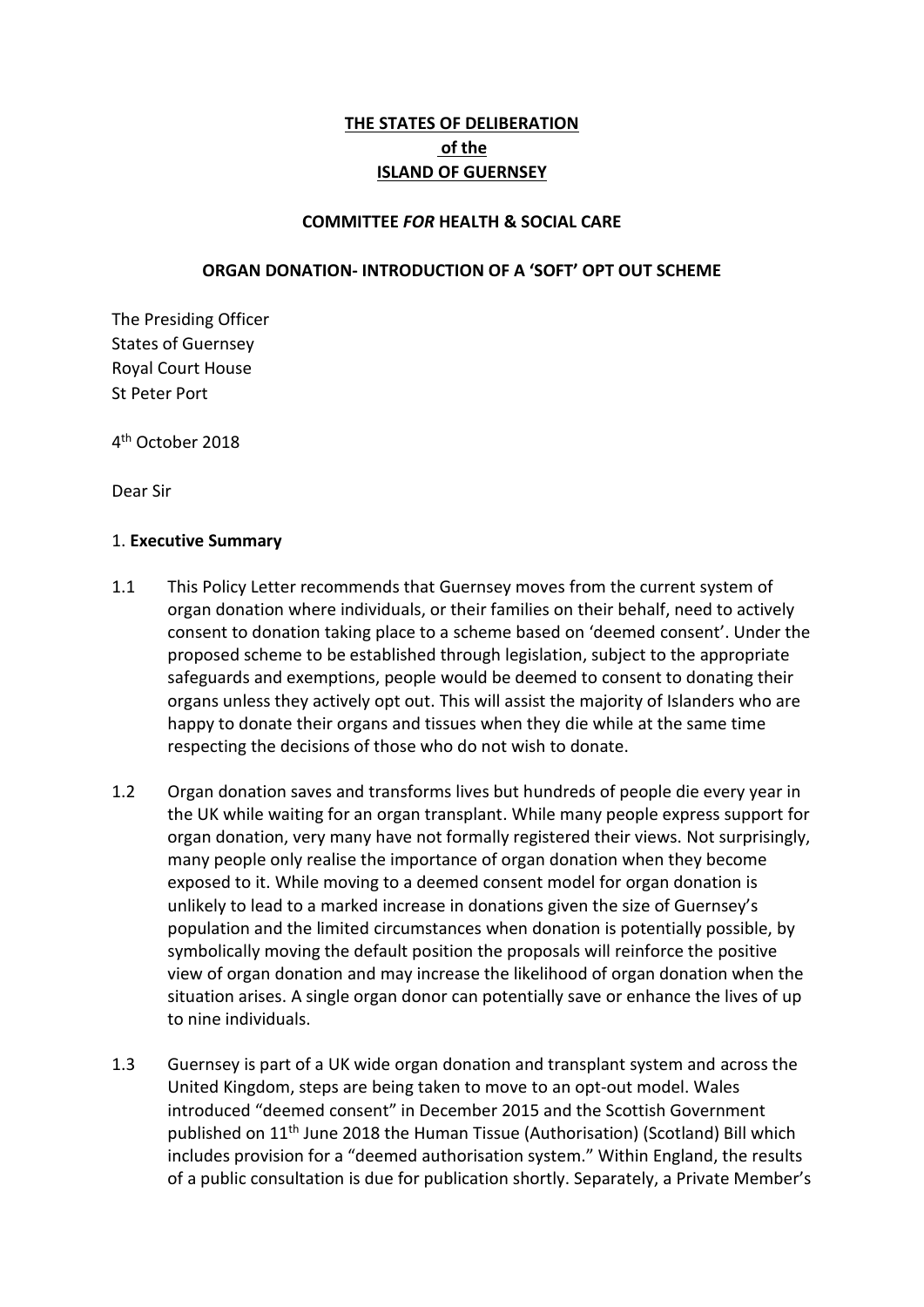**THE STATES OF DELIBERATION**
**of the**
**ISLAND OF GUERNSEY**

**COMMITTEE *FOR* HEALTH & SOCIAL CARE**

**ORGAN DONATION- INTRODUCTION OF A 'SOFT' OPT OUT SCHEME**

The Presiding Officer
States of Guernsey
Royal Court House
St Peter Port

4th October 2018

Dear Sir

## 1. Executive Summary

1.1 This Policy Letter recommends that Guernsey moves from the current system of organ donation where individuals, or their families on their behalf, need to actively consent to donation taking place to a scheme based on 'deemed consent'. Under the proposed scheme to be established through legislation, subject to the appropriate safeguards and exemptions, people would be deemed to consent to donating their organs unless they actively opt out. This will assist the majority of Islanders who are happy to donate their organs and tissues when they die while at the same time respecting the decisions of those who do not wish to donate.

1.2 Organ donation saves and transforms lives but hundreds of people die every year in the UK while waiting for an organ transplant. While many people express support for organ donation, very many have not formally registered their views. Not surprisingly, many people only realise the importance of organ donation when they become exposed to it. While moving to a deemed consent model for organ donation is unlikely to lead to a marked increase in donations given the size of Guernsey's population and the limited circumstances when donation is potentially possible, by symbolically moving the default position the proposals will reinforce the positive view of organ donation and may increase the likelihood of organ donation when the situation arises. A single organ donor can potentially save or enhance the lives of up to nine individuals.

1.3 Guernsey is part of a UK wide organ donation and transplant system and across the United Kingdom, steps are being taken to move to an opt-out model. Wales introduced "deemed consent" in December 2015 and the Scottish Government published on 11th June 2018 the Human Tissue (Authorisation) (Scotland) Bill which includes provision for a "deemed authorisation system." Within England, the results of a public consultation is due for publication shortly. Separately, a Private Member's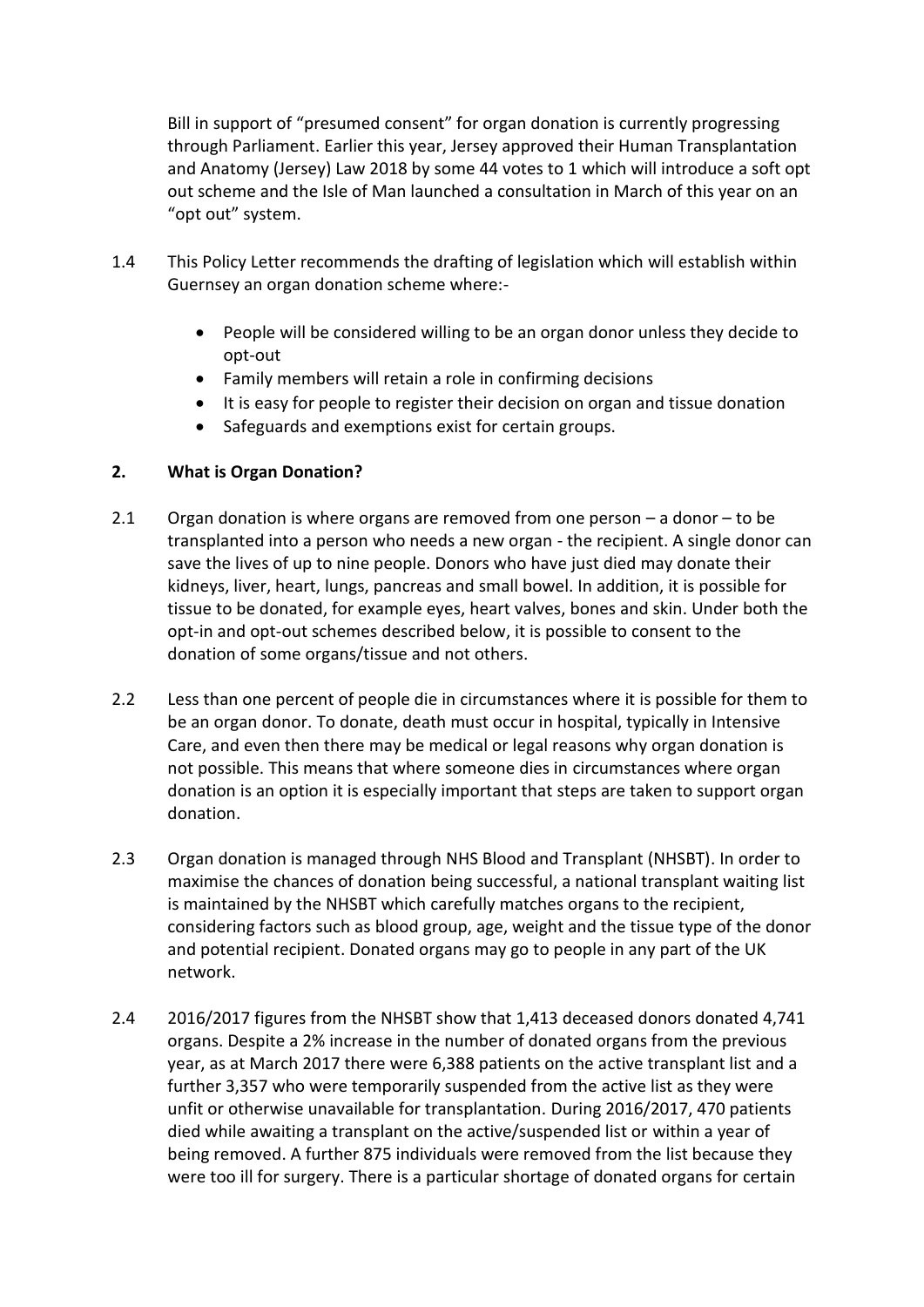Bill in support of "presumed consent" for organ donation is currently progressing through Parliament. Earlier this year, Jersey approved their Human Transplantation and Anatomy (Jersey) Law 2018 by some 44 votes to 1 which will introduce a soft opt out scheme and the Isle of Man launched a consultation in March of this year on an "opt out" system.

1.4 This Policy Letter recommends the drafting of legislation which will establish within Guernsey an organ donation scheme where:-

- People will be considered willing to be an organ donor unless they decide to opt-out
- Family members will retain a role in confirming decisions
- It is easy for people to register their decision on organ and tissue donation
- Safeguards and exemptions exist for certain groups.

## 2. What is Organ Donation?

2.1 Organ donation is where organs are removed from one person – a donor – to be transplanted into a person who needs a new organ - the recipient. A single donor can save the lives of up to nine people. Donors who have just died may donate their kidneys, liver, heart, lungs, pancreas and small bowel. In addition, it is possible for tissue to be donated, for example eyes, heart valves, bones and skin. Under both the opt-in and opt-out schemes described below, it is possible to consent to the donation of some organs/tissue and not others.

2.2 Less than one percent of people die in circumstances where it is possible for them to be an organ donor. To donate, death must occur in hospital, typically in Intensive Care, and even then there may be medical or legal reasons why organ donation is not possible. This means that where someone dies in circumstances where organ donation is an option it is especially important that steps are taken to support organ donation.

2.3 Organ donation is managed through NHS Blood and Transplant (NHSBT). In order to maximise the chances of donation being successful, a national transplant waiting list is maintained by the NHSBT which carefully matches organs to the recipient, considering factors such as blood group, age, weight and the tissue type of the donor and potential recipient. Donated organs may go to people in any part of the UK network.

2.4 2016/2017 figures from the NHSBT show that 1,413 deceased donors donated 4,741 organs. Despite a 2% increase in the number of donated organs from the previous year, as at March 2017 there were 6,388 patients on the active transplant list and a further 3,357 who were temporarily suspended from the active list as they were unfit or otherwise unavailable for transplantation. During 2016/2017, 470 patients died while awaiting a transplant on the active/suspended list or within a year of being removed. A further 875 individuals were removed from the list because they were too ill for surgery. There is a particular shortage of donated organs for certain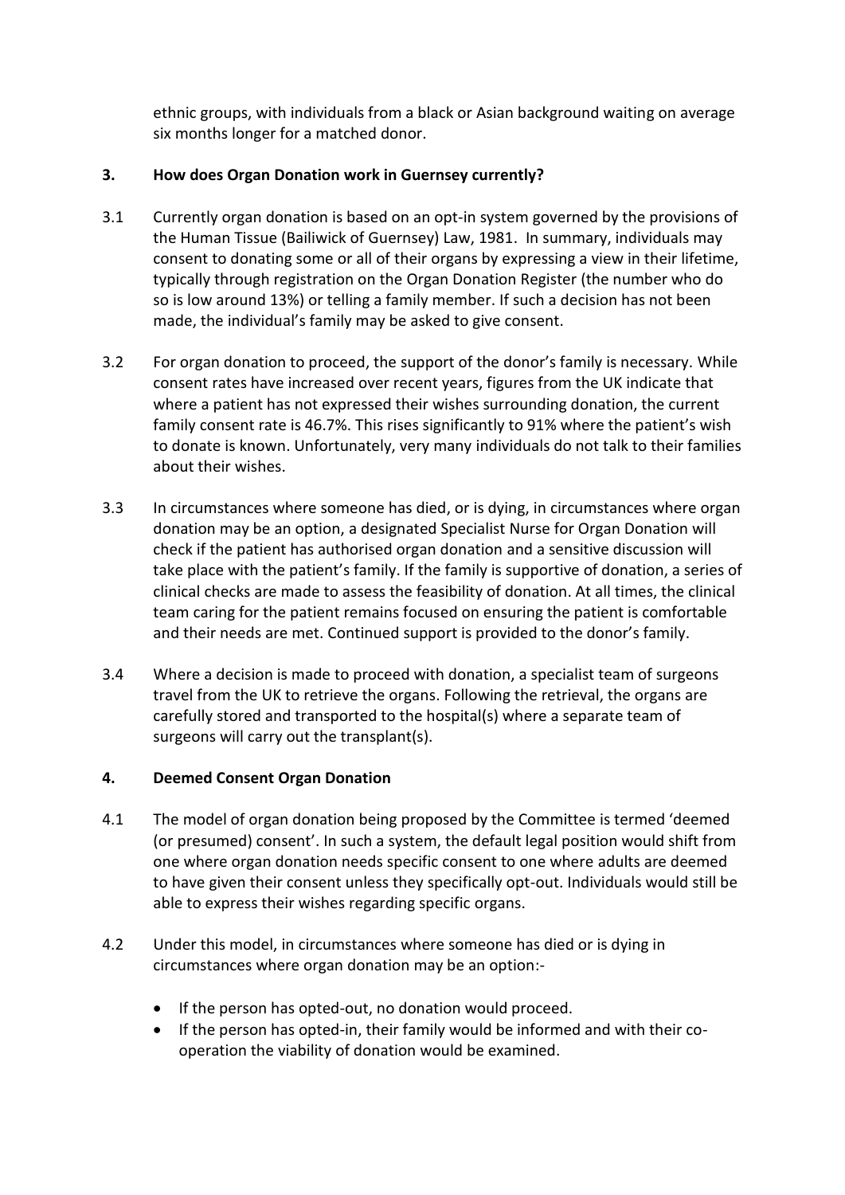ethnic groups, with individuals from a black or Asian background waiting on average six months longer for a matched donor.

## 3. How does Organ Donation work in Guernsey currently?

3.1 Currently organ donation is based on an opt-in system governed by the provisions of the Human Tissue (Bailiwick of Guernsey) Law, 1981. In summary, individuals may consent to donating some or all of their organs by expressing a view in their lifetime, typically through registration on the Organ Donation Register (the number who do so is low around 13%) or telling a family member. If such a decision has not been made, the individual's family may be asked to give consent.

3.2 For organ donation to proceed, the support of the donor's family is necessary. While consent rates have increased over recent years, figures from the UK indicate that where a patient has not expressed their wishes surrounding donation, the current family consent rate is 46.7%. This rises significantly to 91% where the patient's wish to donate is known. Unfortunately, very many individuals do not talk to their families about their wishes.

3.3 In circumstances where someone has died, or is dying, in circumstances where organ donation may be an option, a designated Specialist Nurse for Organ Donation will check if the patient has authorised organ donation and a sensitive discussion will take place with the patient's family. If the family is supportive of donation, a series of clinical checks are made to assess the feasibility of donation. At all times, the clinical team caring for the patient remains focused on ensuring the patient is comfortable and their needs are met. Continued support is provided to the donor's family.

3.4 Where a decision is made to proceed with donation, a specialist team of surgeons travel from the UK to retrieve the organs. Following the retrieval, the organs are carefully stored and transported to the hospital(s) where a separate team of surgeons will carry out the transplant(s).

## 4. Deemed Consent Organ Donation

4.1 The model of organ donation being proposed by the Committee is termed 'deemed (or presumed) consent'. In such a system, the default legal position would shift from one where organ donation needs specific consent to one where adults are deemed to have given their consent unless they specifically opt-out. Individuals would still be able to express their wishes regarding specific organs.

4.2 Under this model, in circumstances where someone has died or is dying in circumstances where organ donation may be an option:-

- If the person has opted-out, no donation would proceed.
- If the person has opted-in, their family would be informed and with their co-operation the viability of donation would be examined.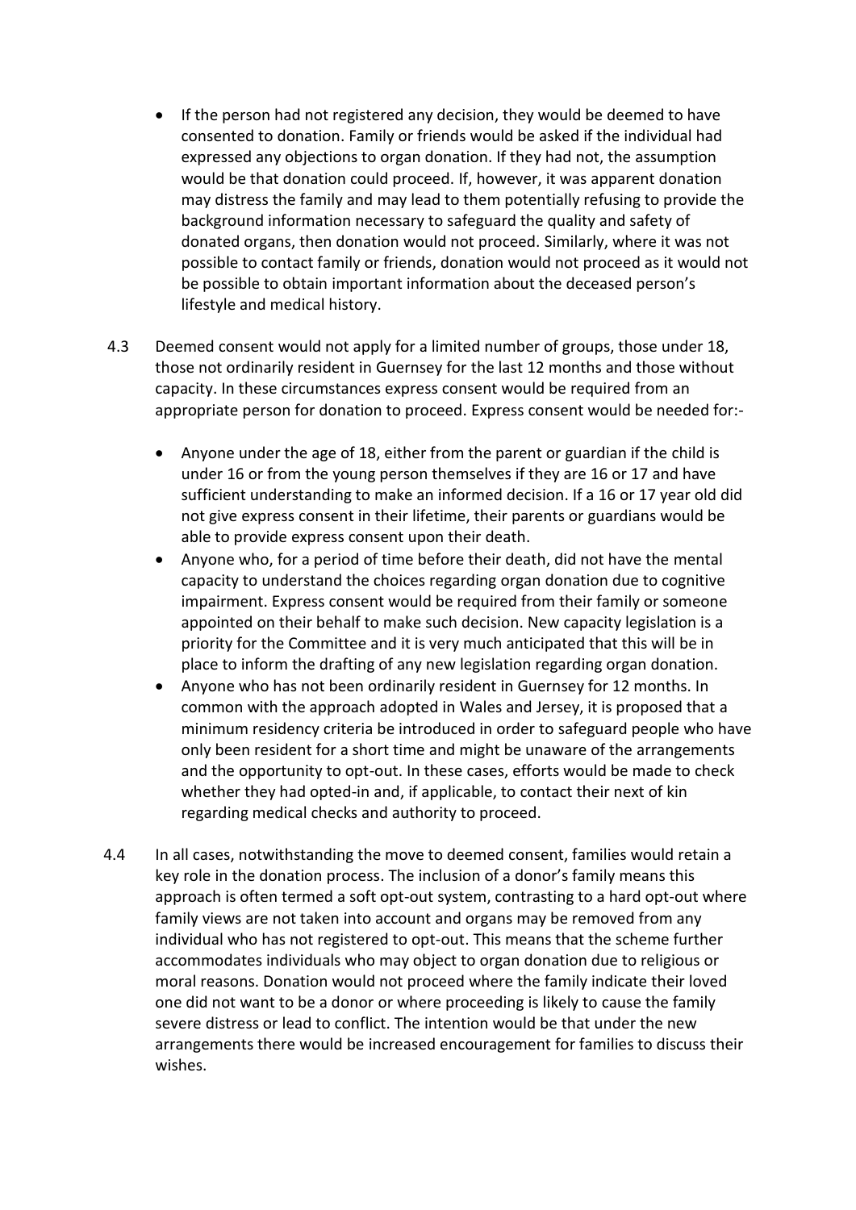- If the person had not registered any decision, they would be deemed to have consented to donation. Family or friends would be asked if the individual had expressed any objections to organ donation. If they had not, the assumption would be that donation could proceed. If, however, it was apparent donation may distress the family and may lead to them potentially refusing to provide the background information necessary to safeguard the quality and safety of donated organs, then donation would not proceed. Similarly, where it was not possible to contact family or friends, donation would not proceed as it would not be possible to obtain important information about the deceased person's lifestyle and medical history.

4.3 Deemed consent would not apply for a limited number of groups, those under 18, those not ordinarily resident in Guernsey for the last 12 months and those without capacity. In these circumstances express consent would be required from an appropriate person for donation to proceed. Express consent would be needed for:-

- Anyone under the age of 18, either from the parent or guardian if the child is under 16 or from the young person themselves if they are 16 or 17 and have sufficient understanding to make an informed decision. If a 16 or 17 year old did not give express consent in their lifetime, their parents or guardians would be able to provide express consent upon their death.
- Anyone who, for a period of time before their death, did not have the mental capacity to understand the choices regarding organ donation due to cognitive impairment. Express consent would be required from their family or someone appointed on their behalf to make such decision. New capacity legislation is a priority for the Committee and it is very much anticipated that this will be in place to inform the drafting of any new legislation regarding organ donation.
- Anyone who has not been ordinarily resident in Guernsey for 12 months. In common with the approach adopted in Wales and Jersey, it is proposed that a minimum residency criteria be introduced in order to safeguard people who have only been resident for a short time and might be unaware of the arrangements and the opportunity to opt-out. In these cases, efforts would be made to check whether they had opted-in and, if applicable, to contact their next of kin regarding medical checks and authority to proceed.

4.4 In all cases, notwithstanding the move to deemed consent, families would retain a key role in the donation process. The inclusion of a donor's family means this approach is often termed a soft opt-out system, contrasting to a hard opt-out where family views are not taken into account and organs may be removed from any individual who has not registered to opt-out. This means that the scheme further accommodates individuals who may object to organ donation due to religious or moral reasons. Donation would not proceed where the family indicate their loved one did not want to be a donor or where proceeding is likely to cause the family severe distress or lead to conflict. The intention would be that under the new arrangements there would be increased encouragement for families to discuss their wishes.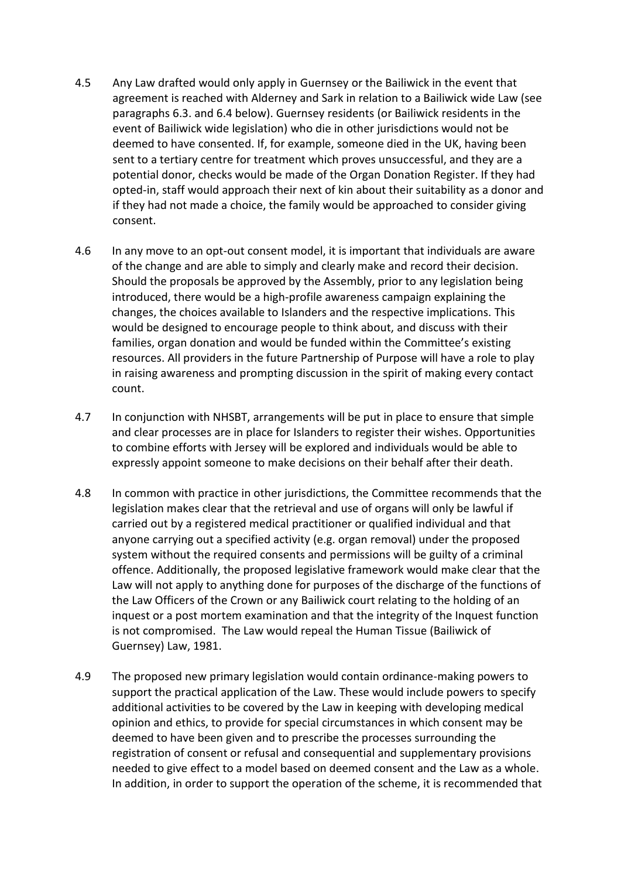4.5 Any Law drafted would only apply in Guernsey or the Bailiwick in the event that agreement is reached with Alderney and Sark in relation to a Bailiwick wide Law (see paragraphs 6.3. and 6.4 below). Guernsey residents (or Bailiwick residents in the event of Bailiwick wide legislation) who die in other jurisdictions would not be deemed to have consented. If, for example, someone died in the UK, having been sent to a tertiary centre for treatment which proves unsuccessful, and they are a potential donor, checks would be made of the Organ Donation Register. If they had opted-in, staff would approach their next of kin about their suitability as a donor and if they had not made a choice, the family would be approached to consider giving consent.

4.6 In any move to an opt-out consent model, it is important that individuals are aware of the change and are able to simply and clearly make and record their decision. Should the proposals be approved by the Assembly, prior to any legislation being introduced, there would be a high-profile awareness campaign explaining the changes, the choices available to Islanders and the respective implications. This would be designed to encourage people to think about, and discuss with their families, organ donation and would be funded within the Committee's existing resources. All providers in the future Partnership of Purpose will have a role to play in raising awareness and prompting discussion in the spirit of making every contact count.

4.7 In conjunction with NHSBT, arrangements will be put in place to ensure that simple and clear processes are in place for Islanders to register their wishes. Opportunities to combine efforts with Jersey will be explored and individuals would be able to expressly appoint someone to make decisions on their behalf after their death.

4.8 In common with practice in other jurisdictions, the Committee recommends that the legislation makes clear that the retrieval and use of organs will only be lawful if carried out by a registered medical practitioner or qualified individual and that anyone carrying out a specified activity (e.g. organ removal) under the proposed system without the required consents and permissions will be guilty of a criminal offence. Additionally, the proposed legislative framework would make clear that the Law will not apply to anything done for purposes of the discharge of the functions of the Law Officers of the Crown or any Bailiwick court relating to the holding of an inquest or a post mortem examination and that the integrity of the Inquest function is not compromised. The Law would repeal the Human Tissue (Bailiwick of Guernsey) Law, 1981.

4.9 The proposed new primary legislation would contain ordinance-making powers to support the practical application of the Law. These would include powers to specify additional activities to be covered by the Law in keeping with developing medical opinion and ethics, to provide for special circumstances in which consent may be deemed to have been given and to prescribe the processes surrounding the registration of consent or refusal and consequential and supplementary provisions needed to give effect to a model based on deemed consent and the Law as a whole. In addition, in order to support the operation of the scheme, it is recommended that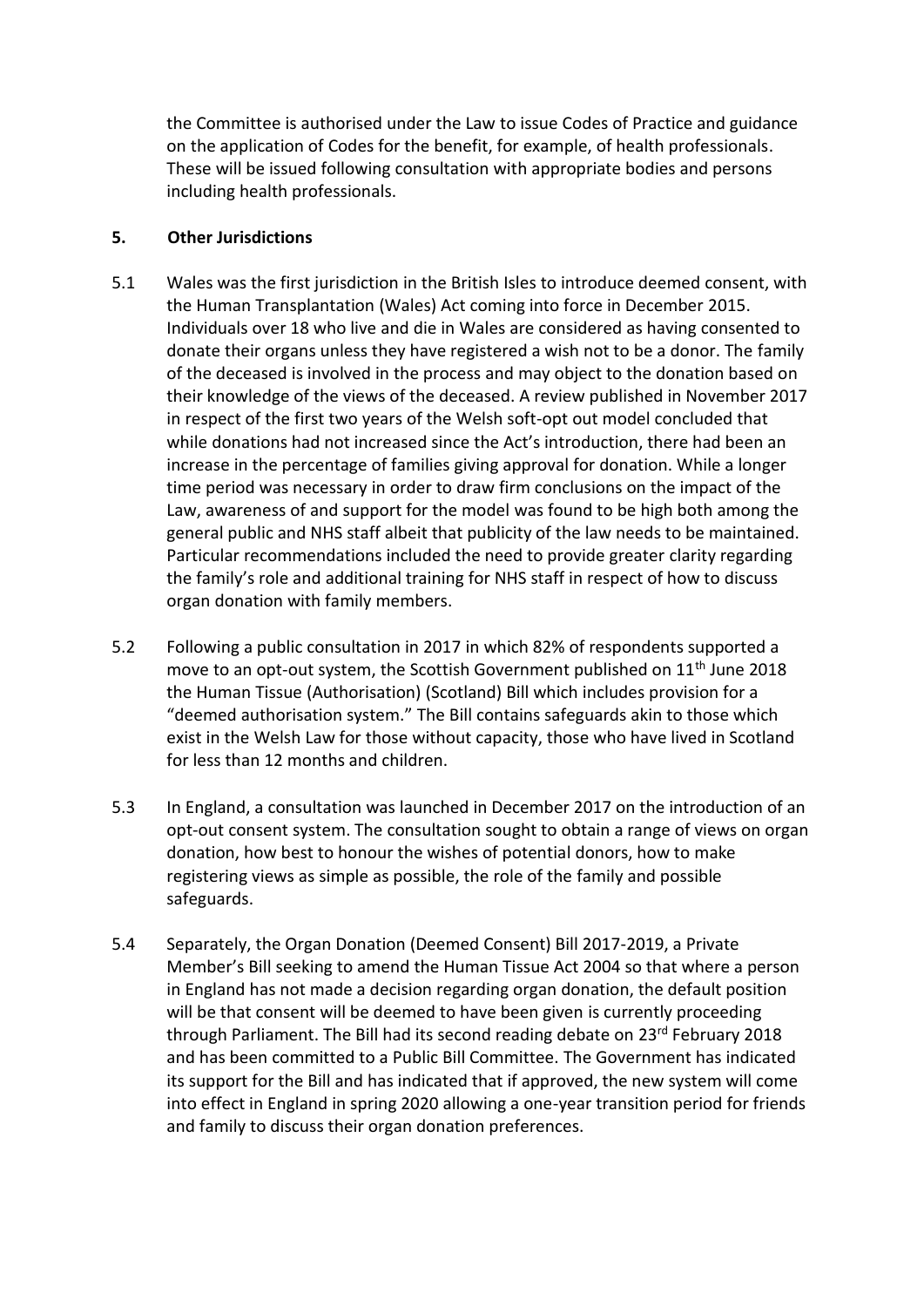the Committee is authorised under the Law to issue Codes of Practice and guidance on the application of Codes for the benefit, for example, of health professionals. These will be issued following consultation with appropriate bodies and persons including health professionals.

## 5. Other Jurisdictions

5.1 Wales was the first jurisdiction in the British Isles to introduce deemed consent, with the Human Transplantation (Wales) Act coming into force in December 2015. Individuals over 18 who live and die in Wales are considered as having consented to donate their organs unless they have registered a wish not to be a donor. The family of the deceased is involved in the process and may object to the donation based on their knowledge of the views of the deceased. A review published in November 2017 in respect of the first two years of the Welsh soft-opt out model concluded that while donations had not increased since the Act's introduction, there had been an increase in the percentage of families giving approval for donation. While a longer time period was necessary in order to draw firm conclusions on the impact of the Law, awareness of and support for the model was found to be high both among the general public and NHS staff albeit that publicity of the law needs to be maintained. Particular recommendations included the need to provide greater clarity regarding the family's role and additional training for NHS staff in respect of how to discuss organ donation with family members.

5.2 Following a public consultation in 2017 in which 82% of respondents supported a move to an opt-out system, the Scottish Government published on 11th June 2018 the Human Tissue (Authorisation) (Scotland) Bill which includes provision for a "deemed authorisation system." The Bill contains safeguards akin to those which exist in the Welsh Law for those without capacity, those who have lived in Scotland for less than 12 months and children.

5.3 In England, a consultation was launched in December 2017 on the introduction of an opt-out consent system. The consultation sought to obtain a range of views on organ donation, how best to honour the wishes of potential donors, how to make registering views as simple as possible, the role of the family and possible safeguards.

5.4 Separately, the Organ Donation (Deemed Consent) Bill 2017-2019, a Private Member's Bill seeking to amend the Human Tissue Act 2004 so that where a person in England has not made a decision regarding organ donation, the default position will be that consent will be deemed to have been given is currently proceeding through Parliament. The Bill had its second reading debate on 23rd February 2018 and has been committed to a Public Bill Committee. The Government has indicated its support for the Bill and has indicated that if approved, the new system will come into effect in England in spring 2020 allowing a one-year transition period for friends and family to discuss their organ donation preferences.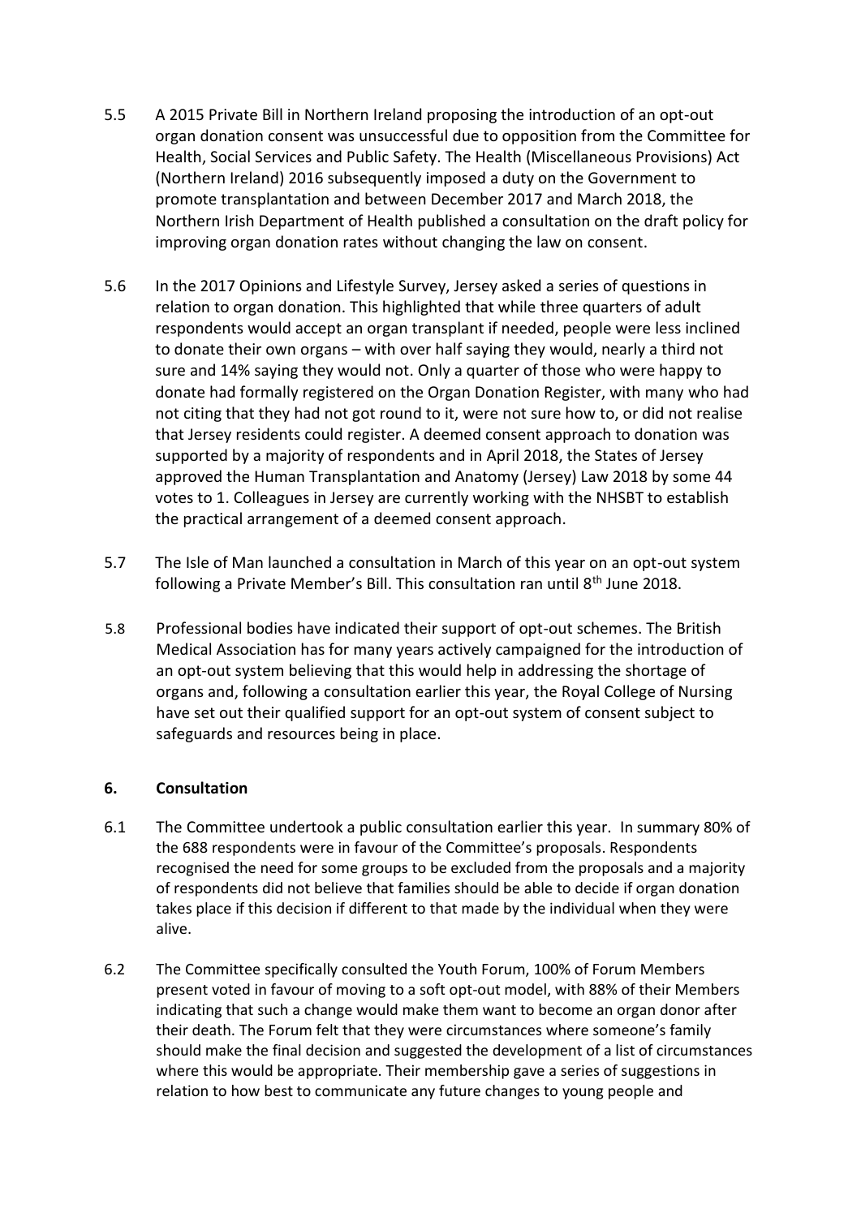5.5 A 2015 Private Bill in Northern Ireland proposing the introduction of an opt-out organ donation consent was unsuccessful due to opposition from the Committee for Health, Social Services and Public Safety. The Health (Miscellaneous Provisions) Act (Northern Ireland) 2016 subsequently imposed a duty on the Government to promote transplantation and between December 2017 and March 2018, the Northern Irish Department of Health published a consultation on the draft policy for improving organ donation rates without changing the law on consent.

5.6 In the 2017 Opinions and Lifestyle Survey, Jersey asked a series of questions in relation to organ donation. This highlighted that while three quarters of adult respondents would accept an organ transplant if needed, people were less inclined to donate their own organs – with over half saying they would, nearly a third not sure and 14% saying they would not. Only a quarter of those who were happy to donate had formally registered on the Organ Donation Register, with many who had not citing that they had not got round to it, were not sure how to, or did not realise that Jersey residents could register. A deemed consent approach to donation was supported by a majority of respondents and in April 2018, the States of Jersey approved the Human Transplantation and Anatomy (Jersey) Law 2018 by some 44 votes to 1. Colleagues in Jersey are currently working with the NHSBT to establish the practical arrangement of a deemed consent approach.

5.7 The Isle of Man launched a consultation in March of this year on an opt-out system following a Private Member's Bill. This consultation ran until 8th June 2018.

5.8 Professional bodies have indicated their support of opt-out schemes. The British Medical Association has for many years actively campaigned for the introduction of an opt-out system believing that this would help in addressing the shortage of organs and, following a consultation earlier this year, the Royal College of Nursing have set out their qualified support for an opt-out system of consent subject to safeguards and resources being in place.

## 6. Consultation

6.1 The Committee undertook a public consultation earlier this year. In summary 80% of the 688 respondents were in favour of the Committee's proposals. Respondents recognised the need for some groups to be excluded from the proposals and a majority of respondents did not believe that families should be able to decide if organ donation takes place if this decision if different to that made by the individual when they were alive.

6.2 The Committee specifically consulted the Youth Forum, 100% of Forum Members present voted in favour of moving to a soft opt-out model, with 88% of their Members indicating that such a change would make them want to become an organ donor after their death. The Forum felt that they were circumstances where someone's family should make the final decision and suggested the development of a list of circumstances where this would be appropriate. Their membership gave a series of suggestions in relation to how best to communicate any future changes to young people and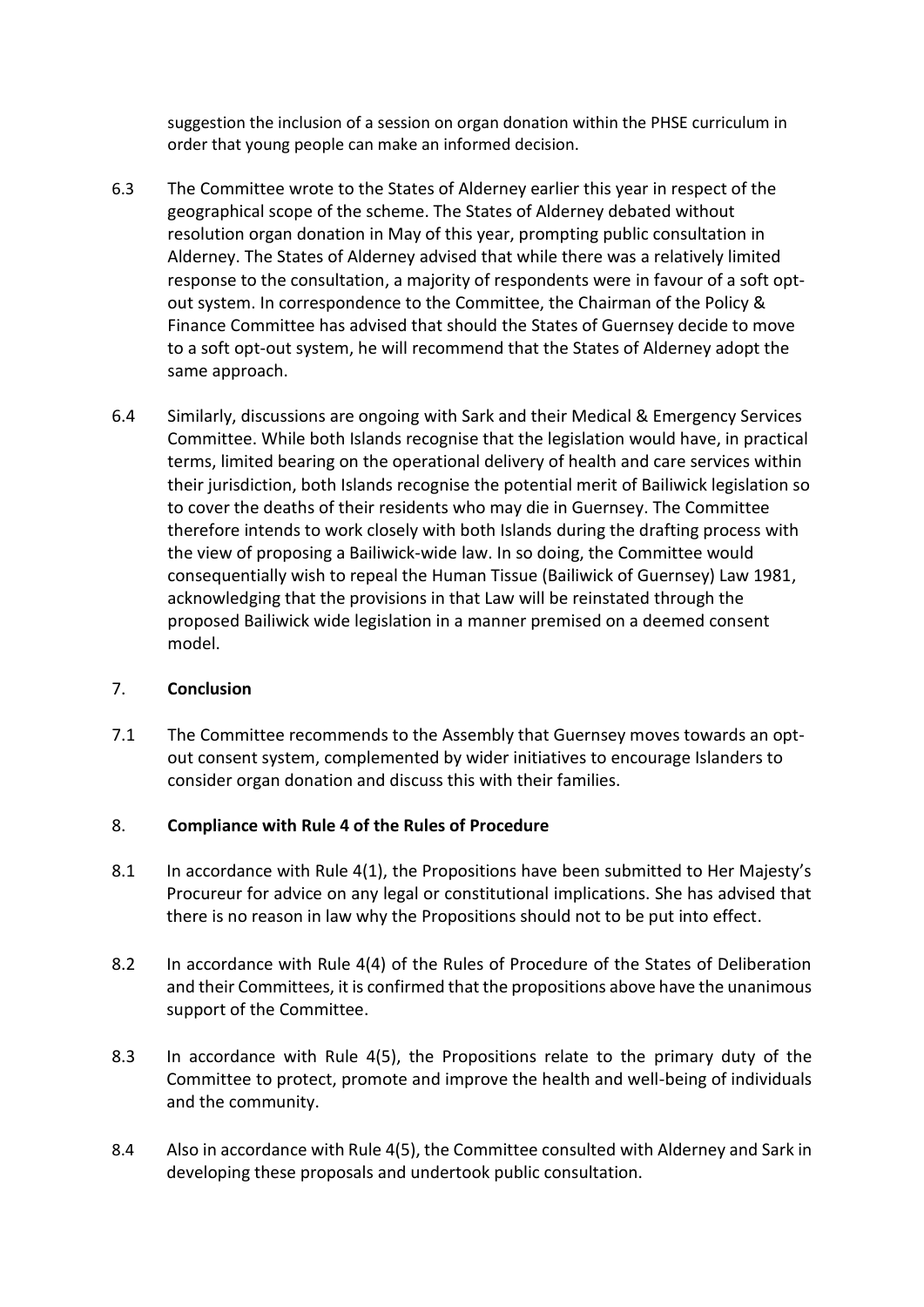suggestion the inclusion of a session on organ donation within the PHSE curriculum in order that young people can make an informed decision.

6.3 The Committee wrote to the States of Alderney earlier this year in respect of the geographical scope of the scheme. The States of Alderney debated without resolution organ donation in May of this year, prompting public consultation in Alderney. The States of Alderney advised that while there was a relatively limited response to the consultation, a majority of respondents were in favour of a soft opt-out system. In correspondence to the Committee, the Chairman of the Policy & Finance Committee has advised that should the States of Guernsey decide to move to a soft opt-out system, he will recommend that the States of Alderney adopt the same approach.

6.4 Similarly, discussions are ongoing with Sark and their Medical & Emergency Services Committee. While both Islands recognise that the legislation would have, in practical terms, limited bearing on the operational delivery of health and care services within their jurisdiction, both Islands recognise the potential merit of Bailiwick legislation so to cover the deaths of their residents who may die in Guernsey. The Committee therefore intends to work closely with both Islands during the drafting process with the view of proposing a Bailiwick-wide law. In so doing, the Committee would consequentially wish to repeal the Human Tissue (Bailiwick of Guernsey) Law 1981, acknowledging that the provisions in that Law will be reinstated through the proposed Bailiwick wide legislation in a manner premised on a deemed consent model.

## 7. Conclusion

7.1 The Committee recommends to the Assembly that Guernsey moves towards an opt-out consent system, complemented by wider initiatives to encourage Islanders to consider organ donation and discuss this with their families.

## 8. Compliance with Rule 4 of the Rules of Procedure

8.1 In accordance with Rule 4(1), the Propositions have been submitted to Her Majesty's Procureur for advice on any legal or constitutional implications. She has advised that there is no reason in law why the Propositions should not to be put into effect.

8.2 In accordance with Rule 4(4) of the Rules of Procedure of the States of Deliberation and their Committees, it is confirmed that the propositions above have the unanimous support of the Committee.

8.3 In accordance with Rule 4(5), the Propositions relate to the primary duty of the Committee to protect, promote and improve the health and well-being of individuals and the community.

8.4 Also in accordance with Rule 4(5), the Committee consulted with Alderney and Sark in developing these proposals and undertook public consultation.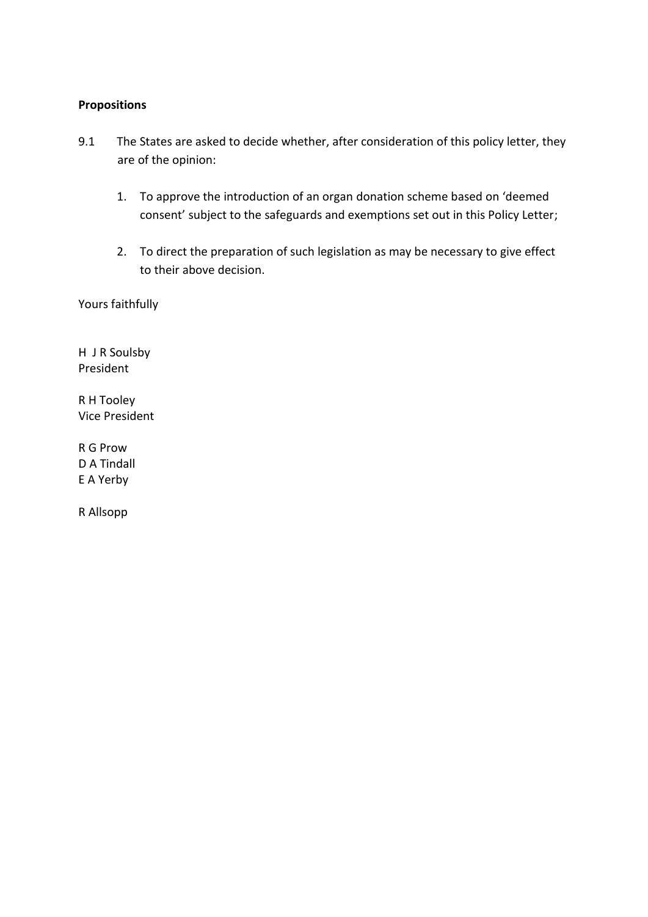**Propositions**

9.1 The States are asked to decide whether, after consideration of this policy letter, they are of the opinion:

1. To approve the introduction of an organ donation scheme based on 'deemed consent' subject to the safeguards and exemptions set out in this Policy Letter;

2. To direct the preparation of such legislation as may be necessary to give effect to their above decision.

Yours faithfully

H J R Soulsby
President

R H Tooley
Vice President

R G Prow
D A Tindall
E A Yerby

R Allsopp